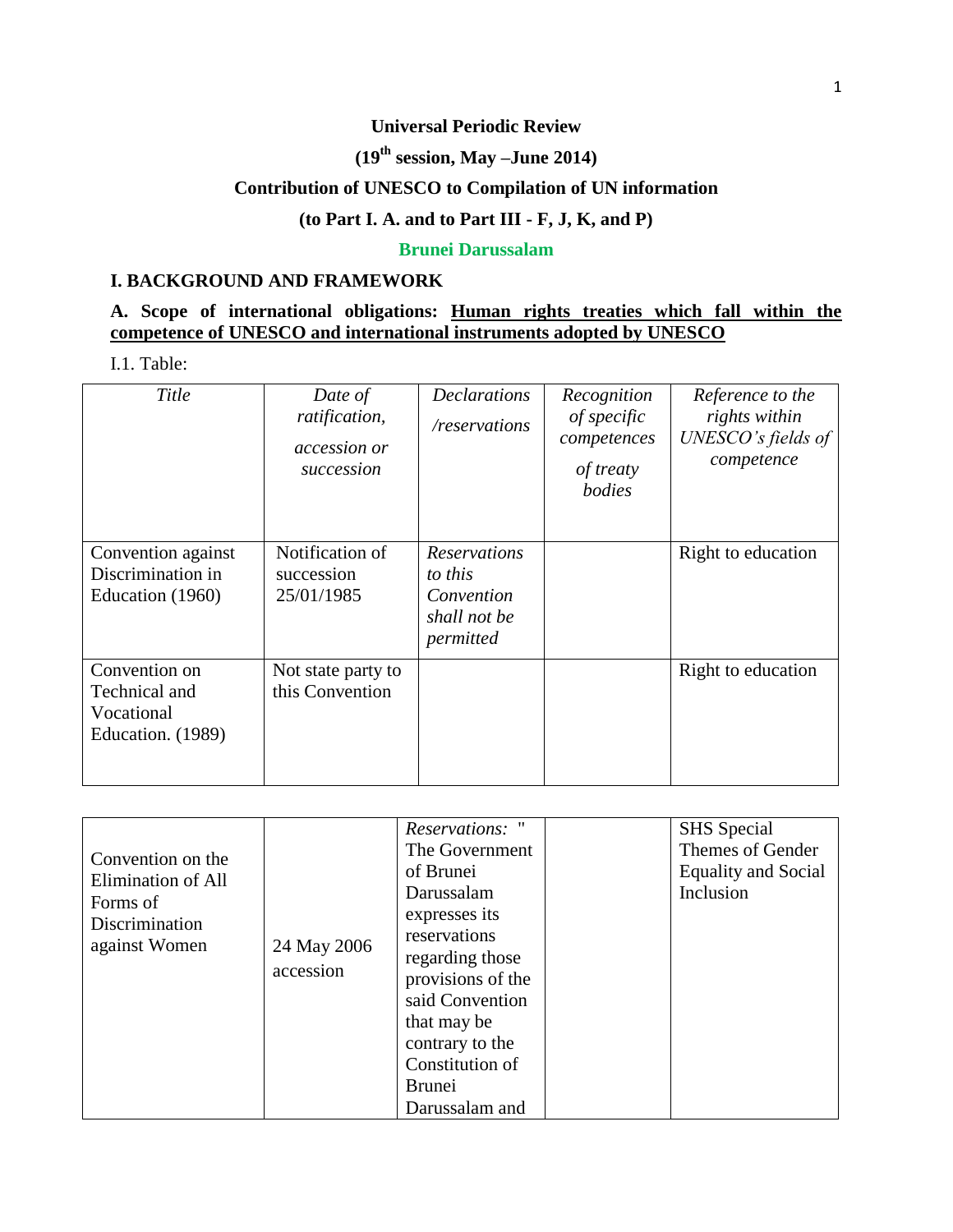**Universal Periodic Review**

**(19th session, May –June 2014)**

**Contribution of UNESCO to Compilation of UN information**

**(to Part I. A. and to Part III - F, J, K, and P)**

**Brunei Darussalam**

## I. BACKGROUND AND FRAMEWORK

**A. Scope of international obligations: <u>Human rights treaties which fall within the competence of UNESCO and international instruments adopted by UNESCO</u>**

I.1. Table:

| *Title* | *Date of ratification, accession or succession* | *Declarations /reservations* | *Recognition of specific competences of treaty bodies* | *Reference to the rights within UNESCO's fields of competence* |
|---|---|---|---|---|
| Convention against Discrimination in Education (1960) | Notification of succession 25/01/1985 | *Reservations to this Convention shall not be permitted* | | Right to education |
| Convention on Technical and Vocational Education. (1989) | Not state party to this Convention | | | Right to education |
| Convention on the Elimination of All Forms of Discrimination against Women | 24 May 2006 accession | *Reservations:* " The Government of Brunei Darussalam expresses its reservations regarding those provisions of the said Convention that may be contrary to the Constitution of Brunei Darussalam and | | SHS Special Themes of Gender Equality and Social Inclusion |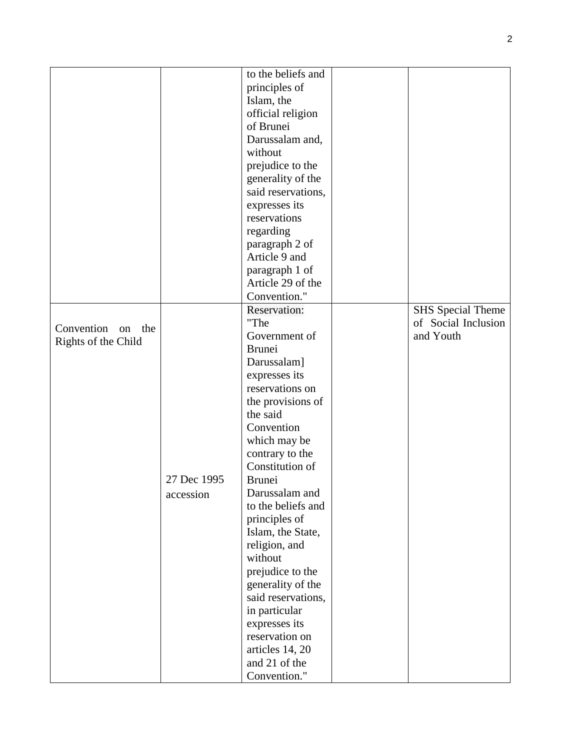| | | | | |
|---|---|---|---|---|
| | | to the beliefs and principles of Islam, the official religion of Brunei Darussalam and, without prejudice to the generality of the said reservations, expresses its reservations regarding paragraph 2 of Article 9 and paragraph 1 of Article 29 of the Convention." | | |
| Convention on the Rights of the Child | 27 Dec 1995 accession | Reservation: "The Government of Brunei Darussalam] expresses its reservations on the provisions of the said Convention which may be contrary to the Constitution of Brunei Darussalam and to the beliefs and principles of Islam, the State, religion, and without prejudice to the generality of the said reservations, in particular expresses its reservation on articles 14, 20 and 21 of the Convention." | | SHS Special Theme of Social Inclusion and Youth |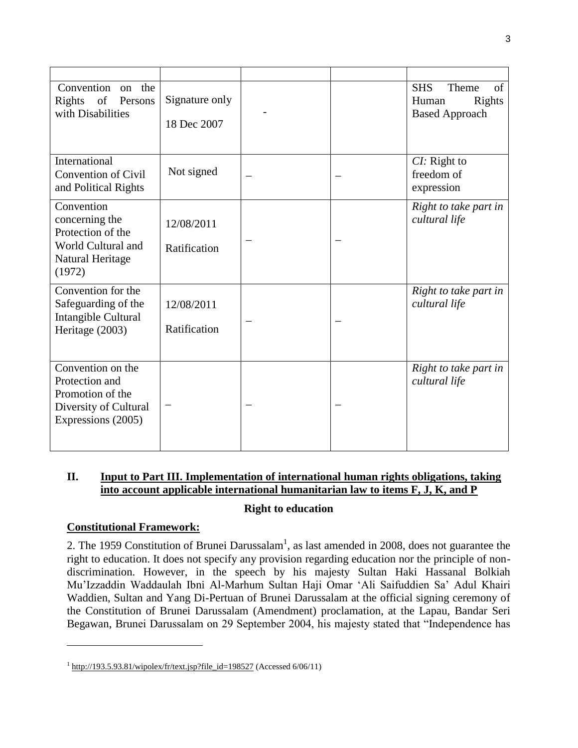| | | | | |
|---|---|---|---|---|
| Convention on the Rights of Persons with Disabilities | Signature only<br>18 Dec 2007 | - | | SHS Theme of Human Rights Based Approach |
| International Convention of Civil and Political Rights | Not signed | – | – | *CI:* Right to freedom of expression |
| Convention concerning the Protection of the World Cultural and Natural Heritage (1972) | 12/08/2011<br>Ratification | – | – | *Right to take part in cultural life* |
| Convention for the Safeguarding of the Intangible Cultural Heritage (2003) | 12/08/2011<br>Ratification | – | – | *Right to take part in cultural life* |
| Convention on the Protection and Promotion of the Diversity of Cultural Expressions (2005) | – | – | – | *Right to take part in cultural life* |

## II. Input to Part III. Implementation of international human rights obligations, taking into account applicable international humanitarian law to items F, J, K, and P

### Right to education

**Constitutional Framework:**

2. The 1959 Constitution of Brunei Darussalam[1], as last amended in 2008, does not guarantee the right to education. It does not specify any provision regarding education nor the principle of non-discrimination. However, in the speech by his majesty Sultan Haki Hassanal Bolkiah Mu'Izzaddin Waddaulah Ibni Al-Marhum Sultan Haji Omar 'Ali Saifuddien Sa' Adul Khairi Waddien, Sultan and Yang Di-Pertuan of Brunei Darussalam at the official signing ceremony of the Constitution of Brunei Darussalam (Amendment) proclamation, at the Lapau, Bandar Seri Begawan, Brunei Darussalam on 29 September 2004, his majesty stated that "Independence has

[1] http://193.5.93.81/wipolex/fr/text.jsp?file_id=198527 (Accessed 6/06/11)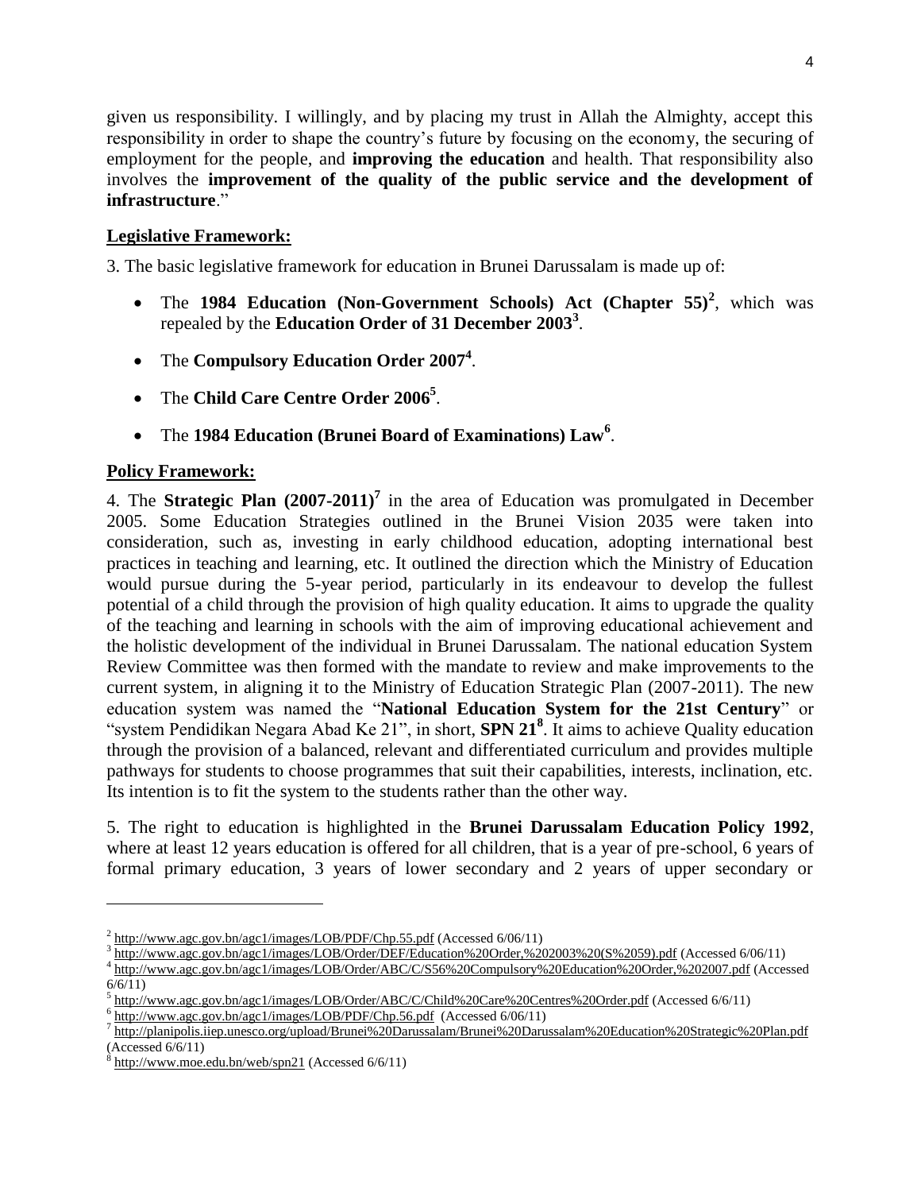given us responsibility. I willingly, and by placing my trust in Allah the Almighty, accept this responsibility in order to shape the country's future by focusing on the economy, the securing of employment for the people, and **improving the education** and health. That responsibility also involves the **improvement of the quality of the public service and the development of infrastructure**."

**Legislative Framework:**

3. The basic legislative framework for education in Brunei Darussalam is made up of:

- The **1984 Education (Non-Government Schools) Act (Chapter 55)**[2], which was repealed by the **Education Order of 31 December 2003**[3].
- The **Compulsory Education Order 2007**[4].
- The **Child Care Centre Order 2006**[5].
- The **1984 Education (Brunei Board of Examinations) Law**[6].

**Policy Framework:**

4. The **Strategic Plan (2007-2011)**[7] in the area of Education was promulgated in December 2005. Some Education Strategies outlined in the Brunei Vision 2035 were taken into consideration, such as, investing in early childhood education, adopting international best practices in teaching and learning, etc. It outlined the direction which the Ministry of Education would pursue during the 5-year period, particularly in its endeavour to develop the fullest potential of a child through the provision of high quality education. It aims to upgrade the quality of the teaching and learning in schools with the aim of improving educational achievement and the holistic development of the individual in Brunei Darussalam. The national education System Review Committee was then formed with the mandate to review and make improvements to the current system, in aligning it to the Ministry of Education Strategic Plan (2007-2011). The new education system was named the "**National Education System for the 21st Century**" or "system Pendidikan Negara Abad Ke 21", in short, **SPN 21**[8]. It aims to achieve Quality education through the provision of a balanced, relevant and differentiated curriculum and provides multiple pathways for students to choose programmes that suit their capabilities, interests, inclination, etc. Its intention is to fit the system to the students rather than the other way.

5. The right to education is highlighted in the **Brunei Darussalam Education Policy 1992**, where at least 12 years education is offered for all children, that is a year of pre-school, 6 years of formal primary education, 3 years of lower secondary and 2 years of upper secondary or

---

[2] http://www.agc.gov.bn/agc1/images/LOB/PDF/Chp.55.pdf (Accessed 6/06/11)

[3] http://www.agc.gov.bn/agc1/images/LOB/Order/DEF/Education%20Order,%202003%20(S%2059).pdf (Accessed 6/06/11)

[4] http://www.agc.gov.bn/agc1/images/LOB/Order/ABC/C/S56%20Compulsory%20Education%20Order,%202007.pdf (Accessed 6/6/11)

[5] http://www.agc.gov.bn/agc1/images/LOB/Order/ABC/C/Child%20Care%20Centres%20Order.pdf (Accessed 6/6/11)

[6] http://www.agc.gov.bn/agc1/images/LOB/PDF/Chp.56.pdf (Accessed 6/06/11)

[7] http://planipolis.iiep.unesco.org/upload/Brunei%20Darussalam/Brunei%20Darussalam%20Education%20Strategic%20Plan.pdf (Accessed 6/6/11)

[8] http://www.moe.edu.bn/web/spn21 (Accessed 6/6/11)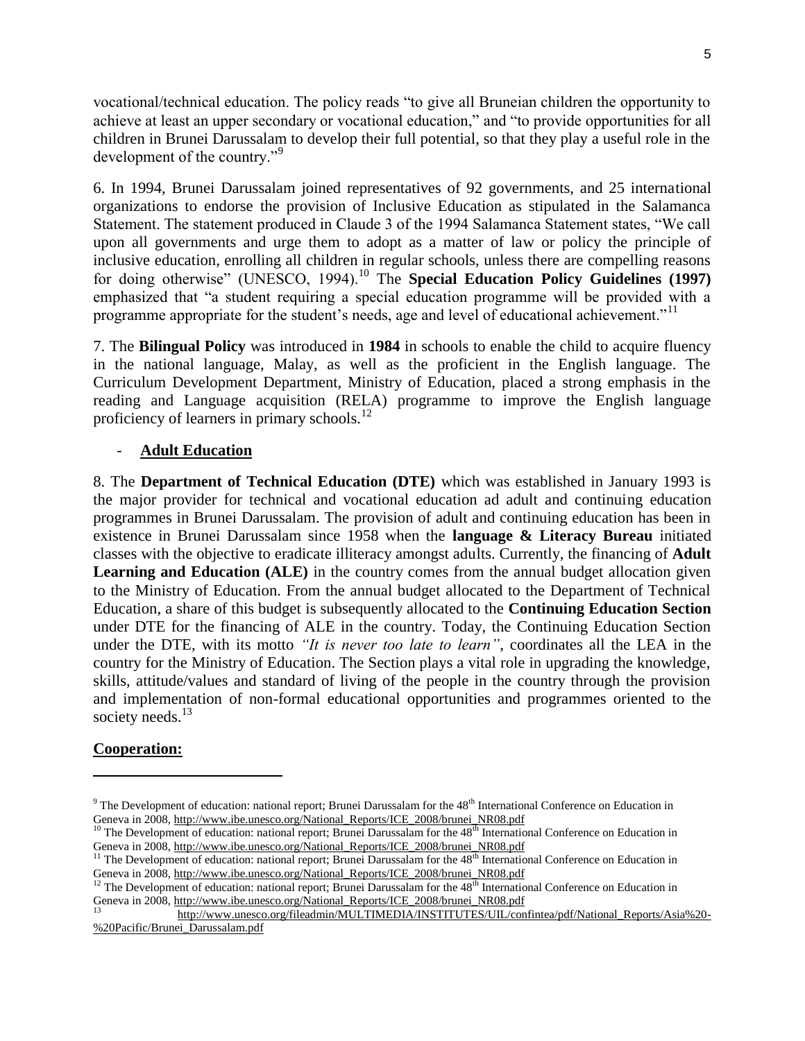vocational/technical education. The policy reads "to give all Bruneian children the opportunity to achieve at least an upper secondary or vocational education," and "to provide opportunities for all children in Brunei Darussalam to develop their full potential, so that they play a useful role in the development of the country."[9]

6. In 1994, Brunei Darussalam joined representatives of 92 governments, and 25 international organizations to endorse the provision of Inclusive Education as stipulated in the Salamanca Statement. The statement produced in Claude 3 of the 1994 Salamanca Statement states, "We call upon all governments and urge them to adopt as a matter of law or policy the principle of inclusive education, enrolling all children in regular schools, unless there are compelling reasons for doing otherwise" (UNESCO, 1994).[10] The **Special Education Policy Guidelines (1997)** emphasized that "a student requiring a special education programme will be provided with a programme appropriate for the student's needs, age and level of educational achievement."[11]

7. The **Bilingual Policy** was introduced in **1984** in schools to enable the child to acquire fluency in the national language, Malay, as well as the proficient in the English language. The Curriculum Development Department, Ministry of Education, placed a strong emphasis in the reading and Language acquisition (RELA) programme to improve the English language proficiency of learners in primary schools.[12]

- **Adult Education**

8. The **Department of Technical Education (DTE)** which was established in January 1993 is the major provider for technical and vocational education ad adult and continuing education programmes in Brunei Darussalam. The provision of adult and continuing education has been in existence in Brunei Darussalam since 1958 when the **language & Literacy Bureau** initiated classes with the objective to eradicate illiteracy amongst adults. Currently, the financing of **Adult Learning and Education (ALE)** in the country comes from the annual budget allocation given to the Ministry of Education. From the annual budget allocated to the Department of Technical Education, a share of this budget is subsequently allocated to the **Continuing Education Section** under DTE for the financing of ALE in the country. Today, the Continuing Education Section under the DTE, with its motto *"It is never too late to learn"*, coordinates all the LEA in the country for the Ministry of Education. The Section plays a vital role in upgrading the knowledge, skills, attitude/values and standard of living of the people in the country through the provision and implementation of non-formal educational opportunities and programmes oriented to the society needs.[13]

**Cooperation:**

---

[9] The Development of education: national report; Brunei Darussalam for the 48th International Conference on Education in Geneva in 2008, http://www.ibe.unesco.org/National_Reports/ICE_2008/brunei_NR08.pdf

[10] The Development of education: national report; Brunei Darussalam for the 48th International Conference on Education in Geneva in 2008, http://www.ibe.unesco.org/National_Reports/ICE_2008/brunei_NR08.pdf

[11] The Development of education: national report; Brunei Darussalam for the 48th International Conference on Education in Geneva in 2008, http://www.ibe.unesco.org/National_Reports/ICE_2008/brunei_NR08.pdf

[12] The Development of education: national report; Brunei Darussalam for the 48th International Conference on Education in Geneva in 2008, http://www.ibe.unesco.org/National_Reports/ICE_2008/brunei_NR08.pdf

[13] http://www.unesco.org/fileadmin/MULTIMEDIA/INSTITUTES/UIL/confintea/pdf/National_Reports/Asia%20-%20Pacific/Brunei_Darussalam.pdf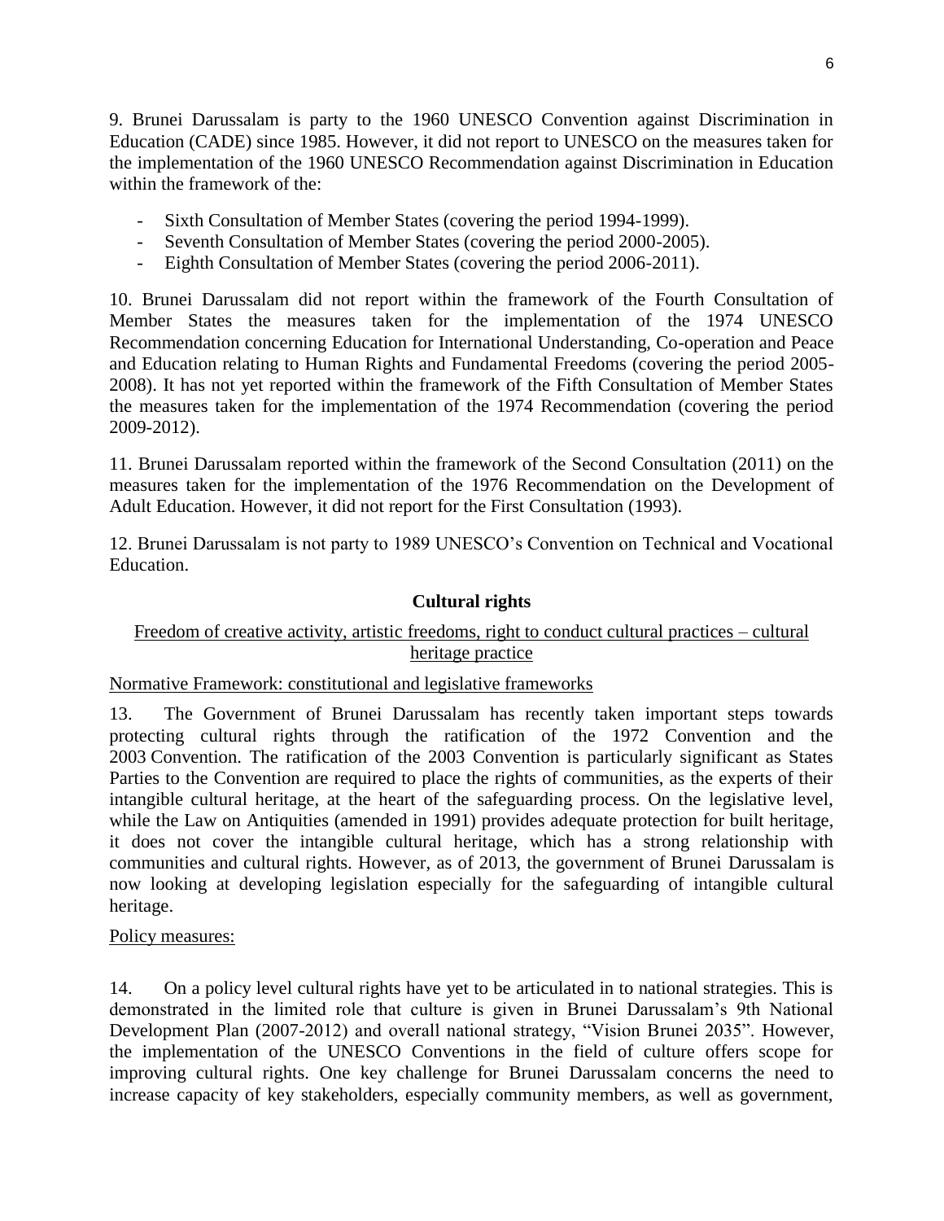9. Brunei Darussalam is party to the 1960 UNESCO Convention against Discrimination in Education (CADE) since 1985. However, it did not report to UNESCO on the measures taken for the implementation of the 1960 UNESCO Recommendation against Discrimination in Education within the framework of the:

- Sixth Consultation of Member States (covering the period 1994-1999).
- Seventh Consultation of Member States (covering the period 2000-2005).
- Eighth Consultation of Member States (covering the period 2006-2011).

10. Brunei Darussalam did not report within the framework of the Fourth Consultation of Member States the measures taken for the implementation of the 1974 UNESCO Recommendation concerning Education for International Understanding, Co-operation and Peace and Education relating to Human Rights and Fundamental Freedoms (covering the period 2005-2008). It has not yet reported within the framework of the Fifth Consultation of Member States the measures taken for the implementation of the 1974 Recommendation (covering the period 2009-2012).

11. Brunei Darussalam reported within the framework of the Second Consultation (2011) on the measures taken for the implementation of the 1976 Recommendation on the Development of Adult Education. However, it did not report for the First Consultation (1993).

12. Brunei Darussalam is not party to 1989 UNESCO's Convention on Technical and Vocational Education.

## Cultural rights

Freedom of creative activity, artistic freedoms, right to conduct cultural practices – cultural heritage practice

Normative Framework: constitutional and legislative frameworks

13. The Government of Brunei Darussalam has recently taken important steps towards protecting cultural rights through the ratification of the 1972 Convention and the 2003 Convention. The ratification of the 2003 Convention is particularly significant as States Parties to the Convention are required to place the rights of communities, as the experts of their intangible cultural heritage, at the heart of the safeguarding process. On the legislative level, while the Law on Antiquities (amended in 1991) provides adequate protection for built heritage, it does not cover the intangible cultural heritage, which has a strong relationship with communities and cultural rights. However, as of 2013, the government of Brunei Darussalam is now looking at developing legislation especially for the safeguarding of intangible cultural heritage.

Policy measures:

14. On a policy level cultural rights have yet to be articulated in to national strategies. This is demonstrated in the limited role that culture is given in Brunei Darussalam's 9th National Development Plan (2007-2012) and overall national strategy, "Vision Brunei 2035". However, the implementation of the UNESCO Conventions in the field of culture offers scope for improving cultural rights. One key challenge for Brunei Darussalam concerns the need to increase capacity of key stakeholders, especially community members, as well as government,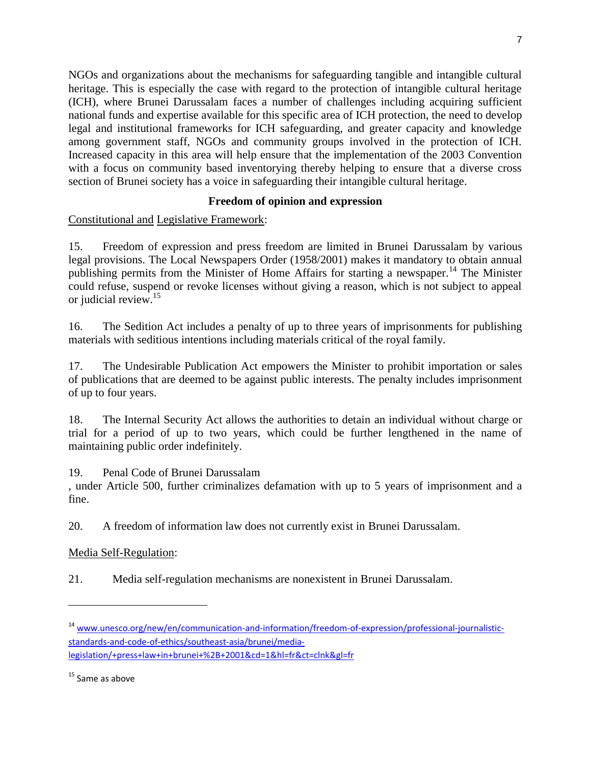NGOs and organizations about the mechanisms for safeguarding tangible and intangible cultural heritage. This is especially the case with regard to the protection of intangible cultural heritage (ICH), where Brunei Darussalam faces a number of challenges including acquiring sufficient national funds and expertise available for this specific area of ICH protection, the need to develop legal and institutional frameworks for ICH safeguarding, and greater capacity and knowledge among government staff, NGOs and community groups involved in the protection of ICH. Increased capacity in this area will help ensure that the implementation of the 2003 Convention with a focus on community based inventorying thereby helping to ensure that a diverse cross section of Brunei society has a voice in safeguarding their intangible cultural heritage.

## Freedom of opinion and expression

Constitutional and Legislative Framework:

15. Freedom of expression and press freedom are limited in Brunei Darussalam by various legal provisions. The Local Newspapers Order (1958/2001) makes it mandatory to obtain annual publishing permits from the Minister of Home Affairs for starting a newspaper.[14] The Minister could refuse, suspend or revoke licenses without giving a reason, which is not subject to appeal or judicial review.[15]

16. The Sedition Act includes a penalty of up to three years of imprisonments for publishing materials with seditious intentions including materials critical of the royal family.

17. The Undesirable Publication Act empowers the Minister to prohibit importation or sales of publications that are deemed to be against public interests. The penalty includes imprisonment of up to four years.

18. The Internal Security Act allows the authorities to detain an individual without charge or trial for a period of up to two years, which could be further lengthened in the name of maintaining public order indefinitely.

19. Penal Code of Brunei Darussalam

, under Article 500, further criminalizes defamation with up to 5 years of imprisonment and a fine.

20. A freedom of information law does not currently exist in Brunei Darussalam.

Media Self-Regulation:

21. Media self-regulation mechanisms are nonexistent in Brunei Darussalam.

---

[14] www.unesco.org/new/en/communication-and-information/freedom-of-expression/professional-journalistic-standards-and-code-of-ethics/southeast-asia/brunei/media-legislation/+press+law+in+brunei+%2B+2001&cd=1&hl=fr&ct=clnk&gl=fr

[15] Same as above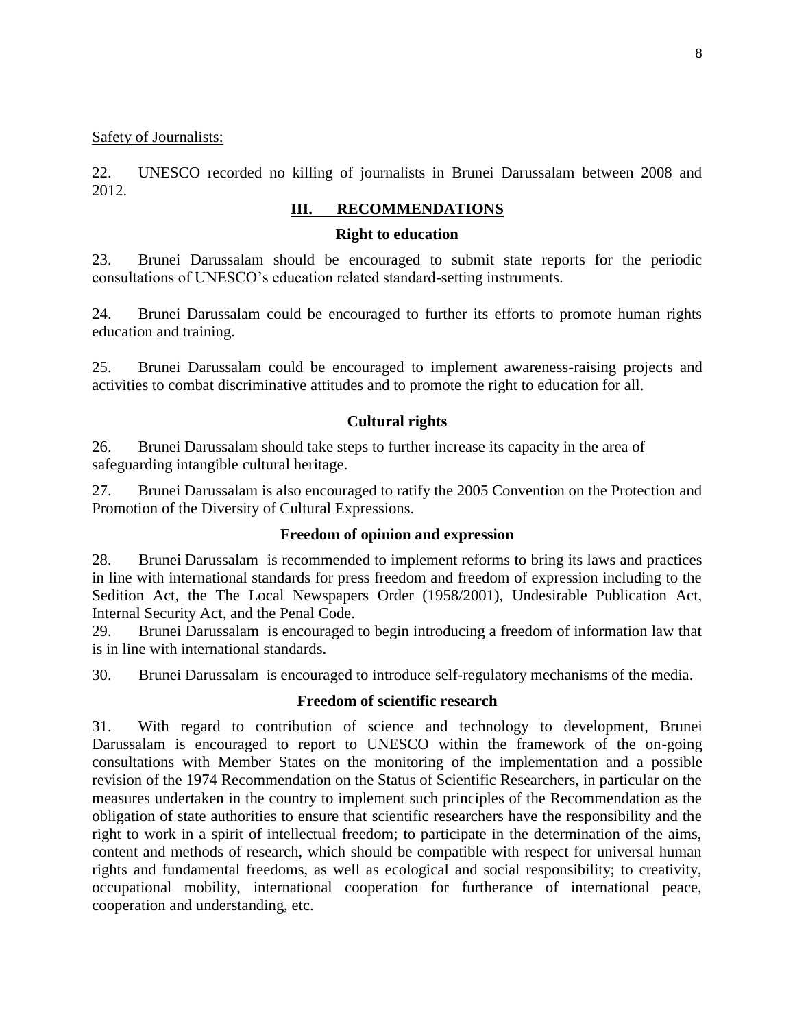Safety of Journalists:

22. UNESCO recorded no killing of journalists in Brunei Darussalam between 2008 and 2012.

## III. RECOMMENDATIONS

### Right to education

23. Brunei Darussalam should be encouraged to submit state reports for the periodic consultations of UNESCO's education related standard-setting instruments.

24. Brunei Darussalam could be encouraged to further its efforts to promote human rights education and training.

25. Brunei Darussalam could be encouraged to implement awareness-raising projects and activities to combat discriminative attitudes and to promote the right to education for all.

### Cultural rights

26. Brunei Darussalam should take steps to further increase its capacity in the area of safeguarding intangible cultural heritage.

27. Brunei Darussalam is also encouraged to ratify the 2005 Convention on the Protection and Promotion of the Diversity of Cultural Expressions.

### Freedom of opinion and expression

28. Brunei Darussalam is recommended to implement reforms to bring its laws and practices in line with international standards for press freedom and freedom of expression including to the Sedition Act, the The Local Newspapers Order (1958/2001), Undesirable Publication Act, Internal Security Act, and the Penal Code.

29. Brunei Darussalam is encouraged to begin introducing a freedom of information law that is in line with international standards.

30. Brunei Darussalam is encouraged to introduce self-regulatory mechanisms of the media.

### Freedom of scientific research

31. With regard to contribution of science and technology to development, Brunei Darussalam is encouraged to report to UNESCO within the framework of the on-going consultations with Member States on the monitoring of the implementation and a possible revision of the 1974 Recommendation on the Status of Scientific Researchers, in particular on the measures undertaken in the country to implement such principles of the Recommendation as the obligation of state authorities to ensure that scientific researchers have the responsibility and the right to work in a spirit of intellectual freedom; to participate in the determination of the aims, content and methods of research, which should be compatible with respect for universal human rights and fundamental freedoms, as well as ecological and social responsibility; to creativity, occupational mobility, international cooperation for furtherance of international peace, cooperation and understanding, etc.